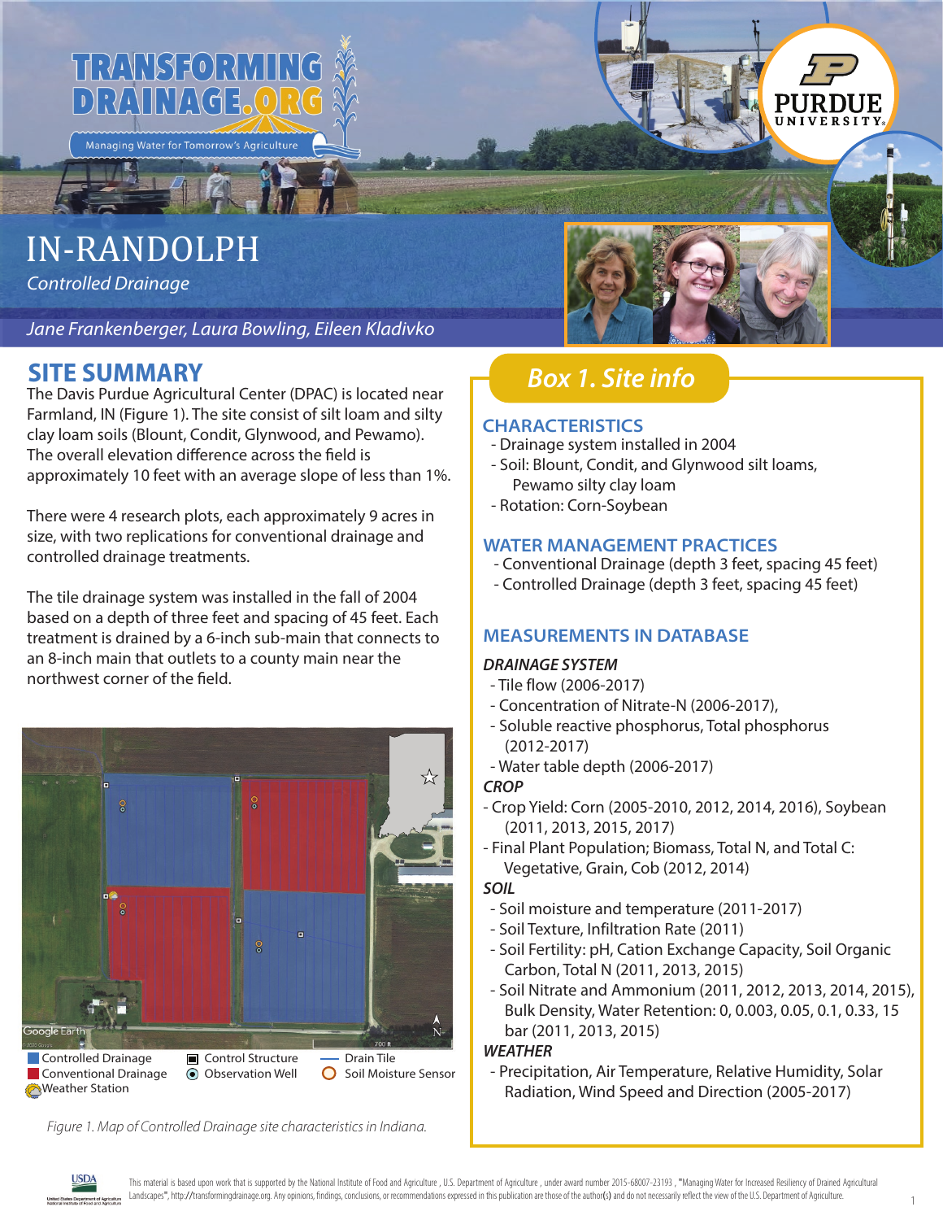# IN-RANDOLPH

*Controlled Drainage*

*Jane Frankenberger, Laura Bowling, Eileen Kladivko*

## SITE SUMMARY

The Davis Purdue Agricultural Center (DPAC) is located near Farmland, IN (Figure 1). The site consist of silt loam and silty clay loam soils (Blount, Condit, Glynwood, and Pewamo). The overall elevation difference across the field is approximately 10 feet with an average slope of less than 1%.

There were 4 research plots, each approximately 9 acres in size, with two replications for conventional drainage and controlled drainage treatments.

The tile drainage system was installed in the fall of 2004 based on a depth of three feet and spacing of 45 feet. Each treatment is drained by a 6-inch sub-main that connects to an 8-inch main that outlets to a county main near the northwest corner of the field.

Controlled Drainage | Conventional Drainage | Weather Station | Control Structure | Observation Well | Drain Tile | Soil Moisture Sensor

*Figure 1. Map of Controlled Drainage site characteristics in Indiana.*

## Box 1. Site info

### CHARACTERISTICS

- Drainage system installed in 2004
- Soil: Blount, Condit, and Glynwood silt loams, Pewamo silty clay loam
- Rotation: Corn-Soybean

### WATER MANAGEMENT PRACTICES

- Conventional Drainage (depth 3 feet, spacing 45 feet)
- Controlled Drainage (depth 3 feet, spacing 45 feet)

### MEASUREMENTS IN DATABASE

***DRAINAGE SYSTEM***

- Tile flow (2006-2017)
- Concentration of Nitrate-N (2006-2017),
- Soluble reactive phosphorus, Total phosphorus (2012-2017)
- Water table depth (2006-2017)

***CROP***

- Crop Yield: Corn (2005-2010, 2012, 2014, 2016), Soybean (2011, 2013, 2015, 2017)
- Final Plant Population; Biomass, Total N, and Total C: Vegetative, Grain, Cob (2012, 2014)

***SOIL***

- Soil moisture and temperature (2011-2017)
- Soil Texture, Infiltration Rate (2011)
- Soil Fertility: pH, Cation Exchange Capacity, Soil Organic Carbon, Total N (2011, 2013, 2015)
- Soil Nitrate and Ammonium (2011, 2012, 2013, 2014, 2015), Bulk Density, Water Retention: 0, 0.003, 0.05, 0.1, 0.33, 15 bar (2011, 2013, 2015)

***WEATHER***

- Precipitation, Air Temperature, Relative Humidity, Solar Radiation, Wind Speed and Direction (2005-2017)

This material is based upon work that is supported by the National Institute of Food and Agriculture, U.S. Department of Agriculture, under award number 2015-68007-23193, "Managing Water for Increased Resiliency of Drained Agricultural Landscapes", http://transformingdrainage.org. Any opinions, findings, conclusions, or recommendations expressed in this publication are those of the author(s) and do not necessarily reflect the view of the U.S. Department of Agriculture.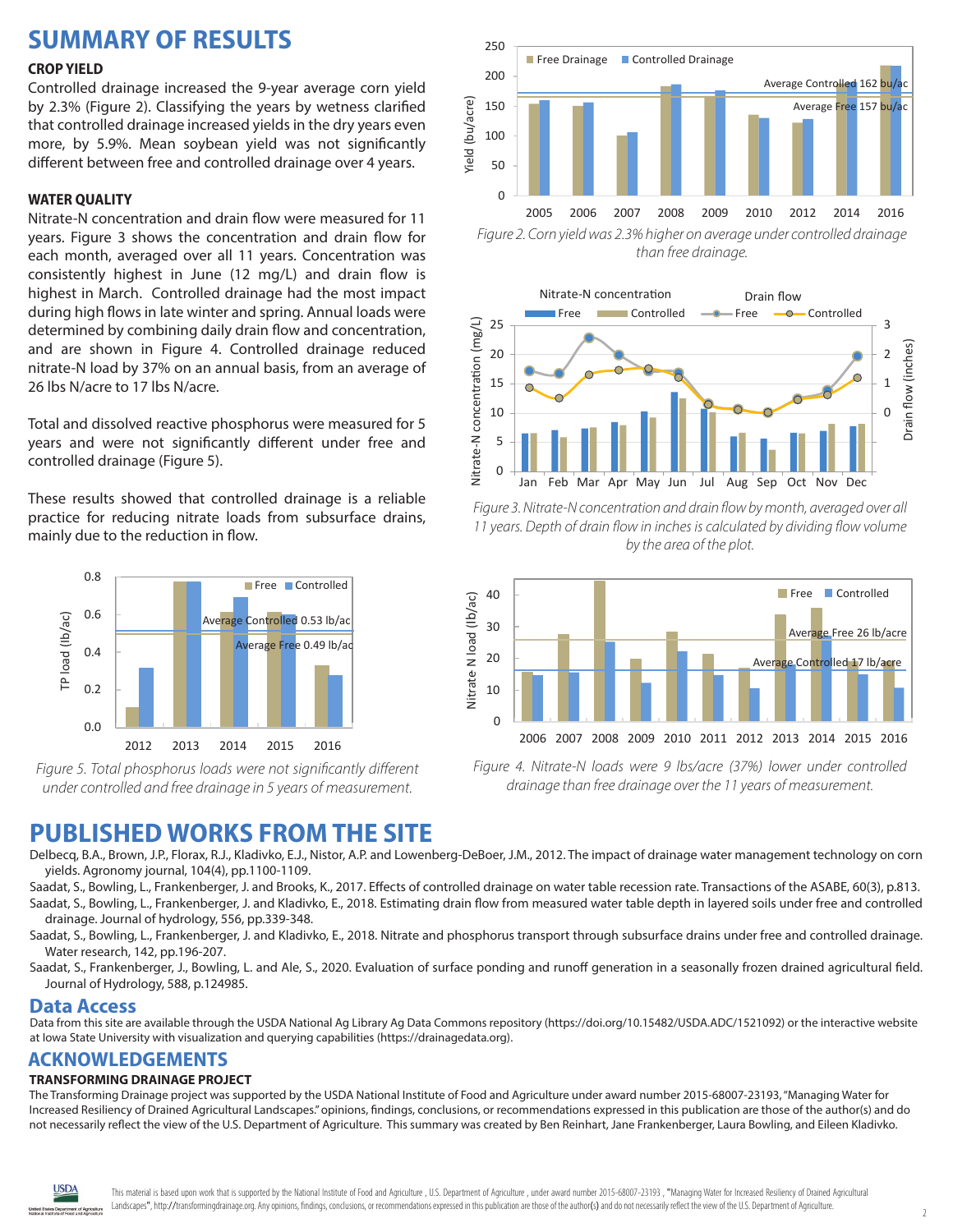# SUMMARY OF RESULTS

### CROP YIELD

Controlled drainage increased the 9-year average corn yield by 2.3% (Figure 2). Classifying the years by wetness clarified that controlled drainage increased yields in the dry years even more, by 5.9%. Mean soybean yield was not significantly different between free and controlled drainage over 4 years.

### WATER QUALITY

Nitrate-N concentration and drain flow were measured for 11 years. Figure 3 shows the concentration and drain flow for each month, averaged over all 11 years. Concentration was consistently highest in June (12 mg/L) and drain flow is highest in March. Controlled drainage had the most impact during high flows in late winter and spring. Annual loads were determined by combining daily drain flow and concentration, and are shown in Figure 4. Controlled drainage reduced nitrate-N load by 37% on an annual basis, from an average of 26 lbs N/acre to 17 lbs N/acre.

Total and dissolved reactive phosphorus were measured for 5 years and were not significantly different under free and controlled drainage (Figure 5).

These results showed that controlled drainage is a reliable practice for reducing nitrate loads from subsurface drains, mainly due to the reduction in flow.

Free Drainage
Controlled Drainage
Average Controlled 162 bu/ac
Average Free 157 bu/ac
Yield (bu/acre)
250
200
150
100
50
0
2005 2006 2007 2008 2009 2010 2012 2014 2016

*Figure 2. Corn yield was 2.3% higher on average under controlled drainage than free drainage.*

Nitrate-N concentration
Free
Controlled
Drain flow
Free
Controlled
Nitrate-N concentration (mg/L)
Drain flow (inches)
25
20
15
10
5
0
3
2
1
0
Jan Feb Mar Apr May Jun Jul Aug Sep Oct Nov Dec

*Figure 3. Nitrate-N concentration and drain flow by month, averaged over all 11 years. Depth of drain flow in inches is calculated by dividing flow volume by the area of the plot.*

Free
Controlled
Average Controlled 0.53 lb/ac
Average Free 0.49 lb/ac
TP load (lb/ac)
0.8
0.6
0.4
0.2
0.0
2012 2013 2014 2015 2016

*Figure 5. Total phosphorus loads were not significantly different under controlled and free drainage in 5 years of measurement.*

Free
Controlled
Average Free 26 lb/acre
Average Controlled 17 lb/acre
Nitrate N load (lb/ac)
40
30
20
10
0
2006 2007 2008 2009 2010 2011 2012 2013 2014 2015 2016

*Figure 4. Nitrate-N loads were 9 lbs/acre (37%) lower under controlled drainage than free drainage over the 11 years of measurement.*

# PUBLISHED WORKS FROM THE SITE

Delbecq, B.A., Brown, J.P., Florax, R.J., Kladivko, E.J., Nistor, A.P. and Lowenberg-DeBoer, J.M., 2012. The impact of drainage water management technology on corn yields. Agronomy journal, 104(4), pp.1100-1109.

Saadat, S., Bowling, L., Frankenberger, J. and Brooks, K., 2017. Effects of controlled drainage on water table recession rate. Transactions of the ASABE, 60(3), p.813.

Saadat, S., Bowling, L., Frankenberger, J. and Kladivko, E., 2018. Estimating drain flow from measured water table depth in layered soils under free and controlled drainage. Journal of hydrology, 556, pp.339-348.

Saadat, S., Bowling, L., Frankenberger, J. and Kladivko, E., 2018. Nitrate and phosphorus transport through subsurface drains under free and controlled drainage. Water research, 142, pp.196-207.

Saadat, S., Frankenberger, J., Bowling, L. and Ale, S., 2020. Evaluation of surface ponding and runoff generation in a seasonally frozen drained agricultural field. Journal of Hydrology, 588, p.124985.

## Data Access

Data from this site are available through the USDA National Ag Library Ag Data Commons repository (https://doi.org/10.15482/USDA.ADC/1521092) or the interactive website at Iowa State University with visualization and querying capabilities (https://drainagedata.org).

# ACKNOWLEDGEMENTS

### TRANSFORMING DRAINAGE PROJECT

The Transforming Drainage project was supported by the USDA National Institute of Food and Agriculture under award number 2015-68007-23193, "Managing Water for Increased Resiliency of Drained Agricultural Landscapes." opinions, findings, conclusions, or recommendations expressed in this publication are those of the author(s) and do not necessarily reflect the view of the U.S. Department of Agriculture. This summary was created by Ben Reinhart, Jane Frankenberger, Laura Bowling, and Eileen Kladivko.

This material is based upon work that is supported by the National Institute of Food and Agriculture, U.S. Department of Agriculture, under award number 2015-68007-23193, "Managing Water for Increased Resiliency of Drained Agricultural Landscapes", http://transformingdrainage.org. Any opinions, findings, conclusions, or recommendations expressed in this publication are those of the author(s) and do not necessarily reflect the view of the U.S. Department of Agriculture.